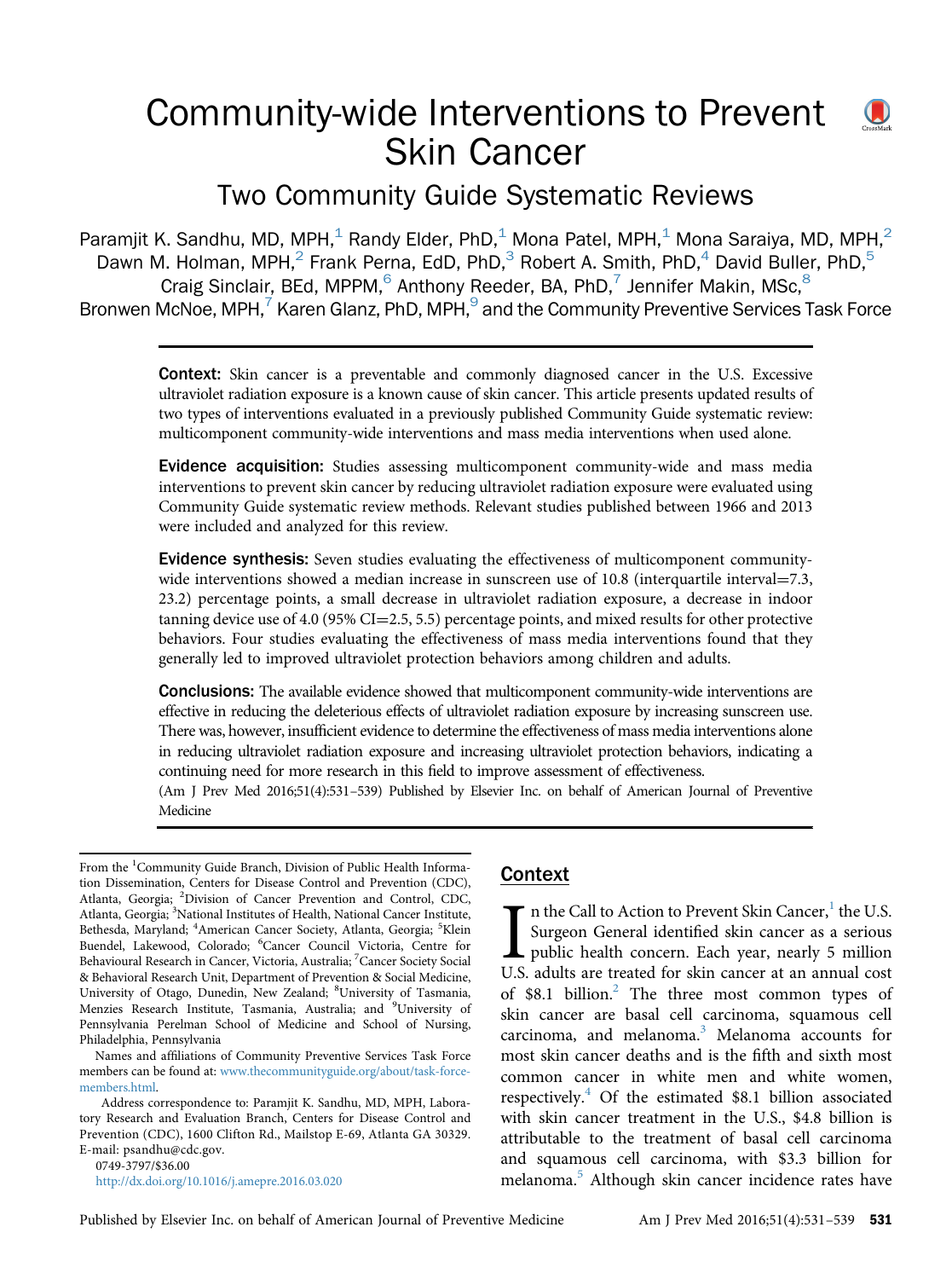# Community-wide Interventions to Prevent Skin Cancer

## Two Community Guide Systematic Reviews

Paramjit K. Sandhu, MD, MPH,[1] Randy Elder, PhD,[1] Mona Patel, MPH,[1] Mona Saraiya, MD, MPH,[2] Dawn M. Holman, MPH,[2] Frank Perna, EdD, PhD,[3] Robert A. Smith, PhD,[4] David Buller, PhD,[5] Craig Sinclair, BEd, MPPM,[6] Anthony Reeder, BA, PhD,[7] Jennifer Makin, MSc,[8] Bronwen McNoe, MPH,[7] Karen Glanz, PhD, MPH,[9] and the Community Preventive Services Task Force

**Context:** Skin cancer is a preventable and commonly diagnosed cancer in the U.S. Excessive ultraviolet radiation exposure is a known cause of skin cancer. This article presents updated results of two types of interventions evaluated in a previously published Community Guide systematic review: multicomponent community-wide interventions and mass media interventions when used alone.

**Evidence acquisition:** Studies assessing multicomponent community-wide and mass media interventions to prevent skin cancer by reducing ultraviolet radiation exposure were evaluated using Community Guide systematic review methods. Relevant studies published between 1966 and 2013 were included and analyzed for this review.

**Evidence synthesis:** Seven studies evaluating the effectiveness of multicomponent community-wide interventions showed a median increase in sunscreen use of 10.8 (interquartile interval=7.3, 23.2) percentage points, a small decrease in ultraviolet radiation exposure, a decrease in indoor tanning device use of 4.0 (95% CI=2.5, 5.5) percentage points, and mixed results for other protective behaviors. Four studies evaluating the effectiveness of mass media interventions found that they generally led to improved ultraviolet protection behaviors among children and adults.

**Conclusions:** The available evidence showed that multicomponent community-wide interventions are effective in reducing the deleterious effects of ultraviolet radiation exposure by increasing sunscreen use. There was, however, insufficient evidence to determine the effectiveness of mass media interventions alone in reducing ultraviolet radiation exposure and increasing ultraviolet protection behaviors, indicating a continuing need for more research in this field to improve assessment of effectiveness.

(Am J Prev Med 2016;51(4):531–539) Published by Elsevier Inc. on behalf of American Journal of Preventive Medicine

## Context

In the Call to Action to Prevent Skin Cancer,[1] the U.S. Surgeon General identified skin cancer as a serious public health concern. Each year, nearly 5 million U.S. adults are treated for skin cancer at an annual cost of $8.1 billion.[2] The three most common types of skin cancer are basal cell carcinoma, squamous cell carcinoma, and melanoma.[3] Melanoma accounts for most skin cancer deaths and is the fifth and sixth most common cancer in white men and white women, respectively.[4] Of the estimated $8.1 billion associated with skin cancer treatment in the U.S., $4.8 billion is attributable to the treatment of basal cell carcinoma and squamous cell carcinoma, with $3.3 billion for melanoma.[5] Although skin cancer incidence rates have

---

From the [1]Community Guide Branch, Division of Public Health Information Dissemination, Centers for Disease Control and Prevention (CDC), Atlanta, Georgia; [2]Division of Cancer Prevention and Control, CDC, Atlanta, Georgia; [3]National Institutes of Health, National Cancer Institute, Bethesda, Maryland; [4]American Cancer Society, Atlanta, Georgia; [5]Klein Buendel, Lakewood, Colorado; [6]Cancer Council Victoria, Centre for Behavioural Research in Cancer, Victoria, Australia; [7]Cancer Society Social & Behavioral Research Unit, Department of Prevention & Social Medicine, University of Otago, Dunedin, New Zealand; [8]University of Tasmania, Menzies Research Institute, Tasmania, Australia; and [9]University of Pennsylvania Perelman School of Medicine and School of Nursing, Philadelphia, Pennsylvania

Names and affiliations of Community Preventive Services Task Force members can be found at: www.thecommunityguide.org/about/task-force-members.html.

Address correspondence to: Paramjit K. Sandhu, MD, MPH, Laboratory Research and Evaluation Branch, Centers for Disease Control and Prevention (CDC), 1600 Clifton Rd., Mailstop E-69, Atlanta GA 30329. E-mail: psandhu@cdc.gov.

0749-3797/$36.00

http://dx.doi.org/10.1016/j.amepre.2016.03.020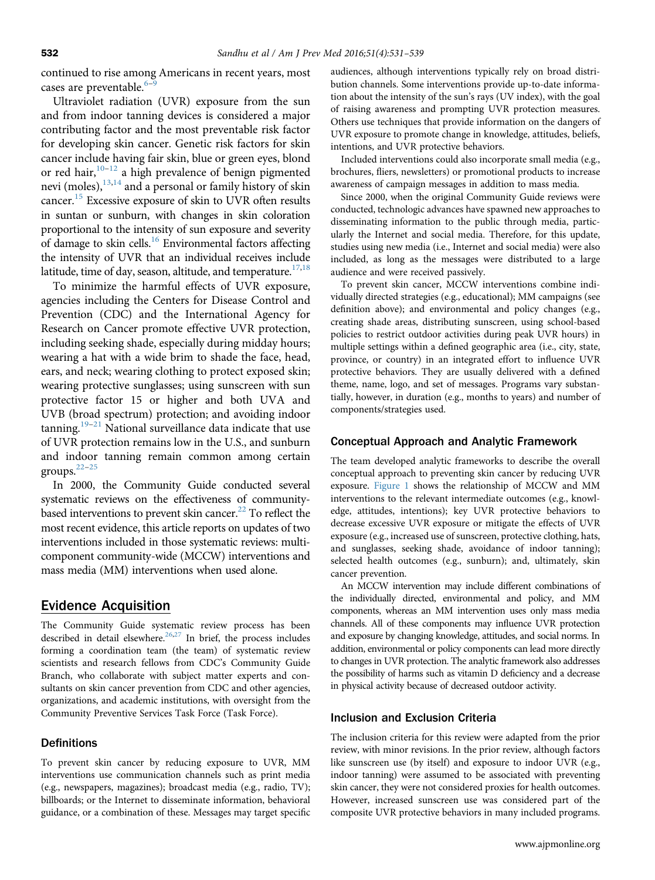continued to rise among Americans in recent years, most cases are preventable.[6–9]

Ultraviolet radiation (UVR) exposure from the sun and from indoor tanning devices is considered a major contributing factor and the most preventable risk factor for developing skin cancer. Genetic risk factors for skin cancer include having fair skin, blue or green eyes, blond or red hair,[10–12] a high prevalence of benign pigmented nevi (moles),[13,14] and a personal or family history of skin cancer.[15] Excessive exposure of skin to UVR often results in suntan or sunburn, with changes in skin coloration proportional to the intensity of sun exposure and severity of damage to skin cells.[16] Environmental factors affecting the intensity of UVR that an individual receives include latitude, time of day, season, altitude, and temperature.[17,18]

To minimize the harmful effects of UVR exposure, agencies including the Centers for Disease Control and Prevention (CDC) and the International Agency for Research on Cancer promote effective UVR protection, including seeking shade, especially during midday hours; wearing a hat with a wide brim to shade the face, head, ears, and neck; wearing clothing to protect exposed skin; wearing protective sunglasses; using sunscreen with sun protective factor 15 or higher and both UVA and UVB (broad spectrum) protection; and avoiding indoor tanning.[19–21] National surveillance data indicate that use of UVR protection remains low in the U.S., and sunburn and indoor tanning remain common among certain groups.[22–25]

In 2000, the Community Guide conducted several systematic reviews on the effectiveness of community-based interventions to prevent skin cancer.[22] To reflect the most recent evidence, this article reports on updates of two interventions included in those systematic reviews: multicomponent community-wide (MCCW) interventions and mass media (MM) interventions when used alone.

## Evidence Acquisition

The Community Guide systematic review process has been described in detail elsewhere.[26,27] In brief, the process includes forming a coordination team (the team) of systematic review scientists and research fellows from CDC's Community Guide Branch, who collaborate with subject matter experts and consultants on skin cancer prevention from CDC and other agencies, organizations, and academic institutions, with oversight from the Community Preventive Services Task Force (Task Force).

### Definitions

To prevent skin cancer by reducing exposure to UVR, MM interventions use communication channels such as print media (e.g., newspapers, magazines); broadcast media (e.g., radio, TV); billboards; or the Internet to disseminate information, behavioral guidance, or a combination of these. Messages may target specific audiences, although interventions typically rely on broad distribution channels. Some interventions provide up-to-date information about the intensity of the sun's rays (UV index), with the goal of raising awareness and prompting UVR protection measures. Others use techniques that provide information on the dangers of UVR exposure to promote change in knowledge, attitudes, beliefs, intentions, and UVR protective behaviors.

Included interventions could also incorporate small media (e.g., brochures, fliers, newsletters) or promotional products to increase awareness of campaign messages in addition to mass media.

Since 2000, when the original Community Guide reviews were conducted, technologic advances have spawned new approaches to disseminating information to the public through media, particularly the Internet and social media. Therefore, for this update, studies using new media (i.e., Internet and social media) were also included, as long as the messages were distributed to a large audience and were received passively.

To prevent skin cancer, MCCW interventions combine individually directed strategies (e.g., educational); MM campaigns (see definition above); and environmental and policy changes (e.g., creating shade areas, distributing sunscreen, using school-based policies to restrict outdoor activities during peak UVR hours) in multiple settings within a defined geographic area (i.e., city, state, province, or country) in an integrated effort to influence UVR protective behaviors. They are usually delivered with a defined theme, name, logo, and set of messages. Programs vary substantially, however, in duration (e.g., months to years) and number of components/strategies used.

### Conceptual Approach and Analytic Framework

The team developed analytic frameworks to describe the overall conceptual approach to preventing skin cancer by reducing UVR exposure. Figure 1 shows the relationship of MCCW and MM interventions to the relevant intermediate outcomes (e.g., knowledge, attitudes, intentions); key UVR protective behaviors to decrease excessive UVR exposure or mitigate the effects of UVR exposure (e.g., increased use of sunscreen, protective clothing, hats, and sunglasses, seeking shade, avoidance of indoor tanning); selected health outcomes (e.g., sunburn); and, ultimately, skin cancer prevention.

An MCCW intervention may include different combinations of the individually directed, environmental and policy, and MM components, whereas an MM intervention uses only mass media channels. All of these components may influence UVR protection and exposure by changing knowledge, attitudes, and social norms. In addition, environmental or policy components can lead more directly to changes in UVR protection. The analytic framework also addresses the possibility of harms such as vitamin D deficiency and a decrease in physical activity because of decreased outdoor activity.

### Inclusion and Exclusion Criteria

The inclusion criteria for this review were adapted from the prior review, with minor revisions. In the prior review, although factors like sunscreen use (by itself) and exposure to indoor UVR (e.g., indoor tanning) were assumed to be associated with preventing skin cancer, they were not considered proxies for health outcomes. However, increased sunscreen use was considered part of the composite UVR protective behaviors in many included programs.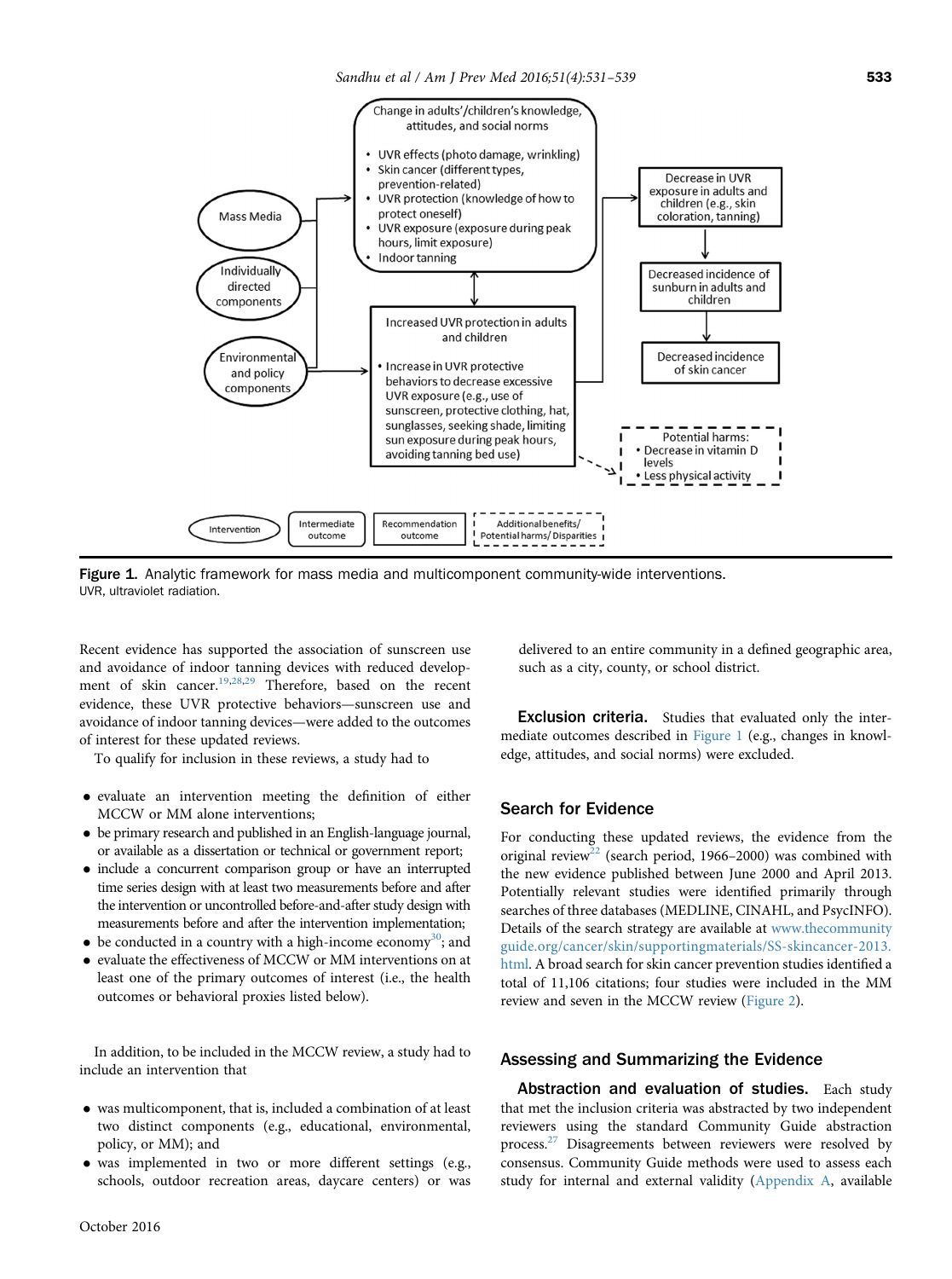Change in adults'/children's knowledge, attitudes, and social norms

- UVR effects (photo damage, wrinkling)
- Skin cancer (different types, prevention-related)
- UVR protection (knowledge of how to protect oneself)
- UVR exposure (exposure during peak hours, limit exposure)
- Indoor tanning

Mass Media

Individually directed components

Environmental and policy components

Increased UVR protection in adults and children

- Increase in UVR protective behaviors to decrease excessive UVR exposure (e.g., use of sunscreen, protective clothing, hat, sunglasses, seeking shade, limiting sun exposure during peak hours, avoiding tanning bed use)

Decrease in UVR exposure in adults and children (e.g., skin coloration, tanning)

Decreased incidence of sunburn in adults and children

Decreased incidence of skin cancer

Potential harms:
- Decrease in vitamin D levels
- Less physical activity

Intervention | Intermediate outcome | Recommendation outcome | Additional benefits/ Potential harms/ Disparities

**Figure 1.** Analytic framework for mass media and multicomponent community-wide interventions.
UVR, ultraviolet radiation.

Recent evidence has supported the association of sunscreen use and avoidance of indoor tanning devices with reduced development of skin cancer.[19,28,29] Therefore, based on the recent evidence, these UVR protective behaviors—sunscreen use and avoidance of indoor tanning devices—were added to the outcomes of interest for these updated reviews.

To qualify for inclusion in these reviews, a study had to

- evaluate an intervention meeting the definition of either MCCW or MM alone interventions;
- be primary research and published in an English-language journal, or available as a dissertation or technical or government report;
- include a concurrent comparison group or have an interrupted time series design with at least two measurements before and after the intervention or uncontrolled before-and-after study design with measurements before and after the intervention implementation;
- be conducted in a country with a high-income economy[30]; and
- evaluate the effectiveness of MCCW or MM interventions on at least one of the primary outcomes of interest (i.e., the health outcomes or behavioral proxies listed below).

In addition, to be included in the MCCW review, a study had to include an intervention that

- was multicomponent, that is, included a combination of at least two distinct components (e.g., educational, environmental, policy, or MM); and
- was implemented in two or more different settings (e.g., schools, outdoor recreation areas, daycare centers) or was delivered to an entire community in a defined geographic area, such as a city, county, or school district.

**Exclusion criteria.** Studies that evaluated only the intermediate outcomes described in Figure 1 (e.g., changes in knowledge, attitudes, and social norms) were excluded.

## Search for Evidence

For conducting these updated reviews, the evidence from the original review[22] (search period, 1966–2000) was combined with the new evidence published between June 2000 and April 2013. Potentially relevant studies were identified primarily through searches of three databases (MEDLINE, CINAHL, and PsycINFO). Details of the search strategy are available at www.thecommunityguide.org/cancer/skin/supportingmaterials/SS-skincancer-2013.html. A broad search for skin cancer prevention studies identified a total of 11,106 citations; four studies were included in the MM review and seven in the MCCW review (Figure 2).

## Assessing and Summarizing the Evidence

**Abstraction and evaluation of studies.** Each study that met the inclusion criteria was abstracted by two independent reviewers using the standard Community Guide abstraction process.[27] Disagreements between reviewers were resolved by consensus. Community Guide methods were used to assess each study for internal and external validity (Appendix A, available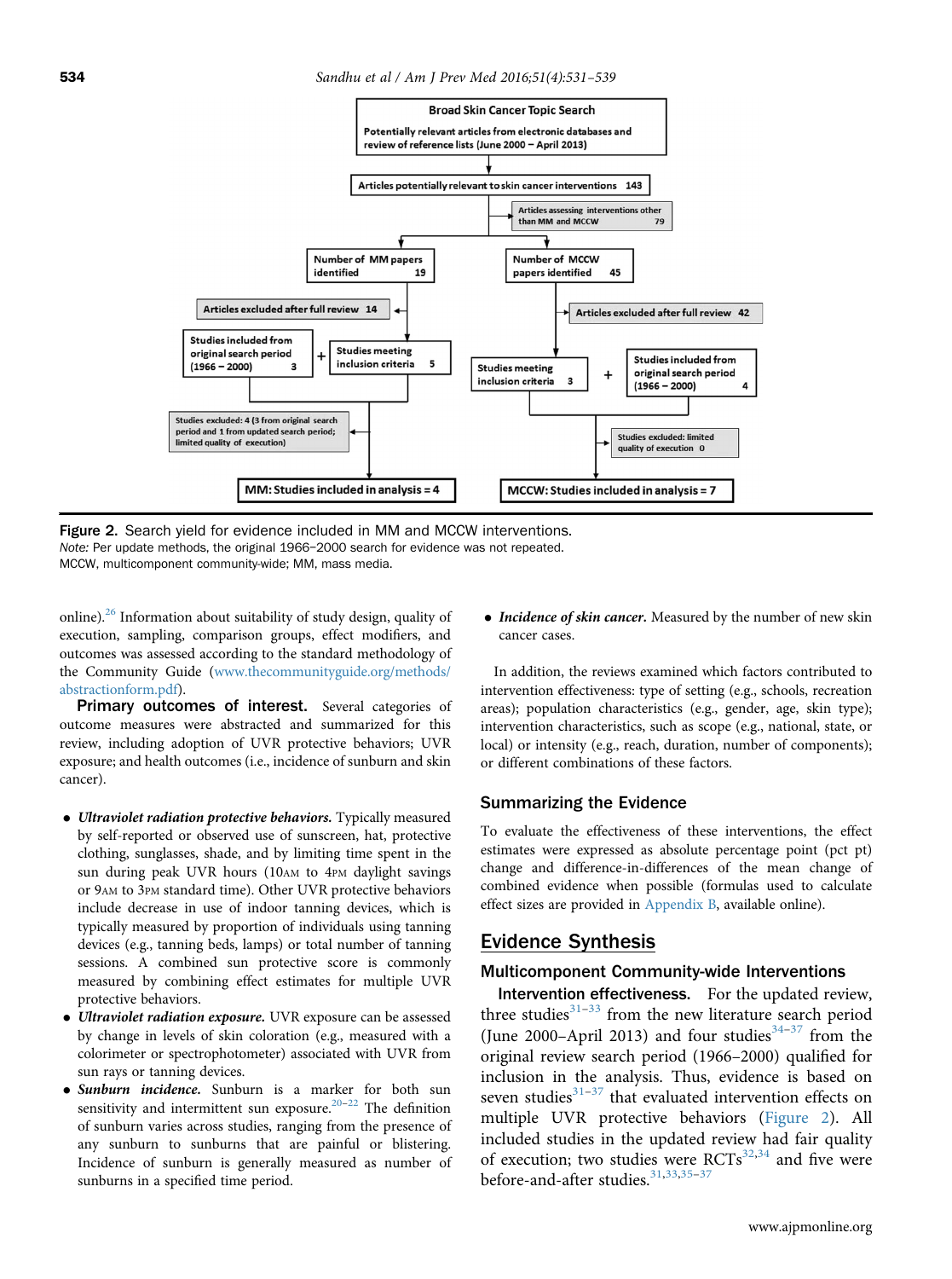Broad Skin Cancer Topic Search

Potentially relevant articles from electronic databases and review of reference lists (June 2000 – April 2013)

Articles potentially relevant to skin cancer interventions 143

Articles assessing interventions other than MM and MCCW 79

Number of MM papers identified 19

Number of MCCW papers identified 45

Articles excluded after full review 14

Articles excluded after full review 42

Studies included from original search period (1966 – 2000) 3

Studies meeting inclusion criteria 5

Studies meeting inclusion criteria 3

Studies included from original search period (1966 – 2000) 4

Studies excluded: 4 (3 from original search period and 1 from updated search period; limited quality of execution)

Studies excluded: limited quality of execution 0

MM: Studies included in analysis = 4

MCCW: Studies included in analysis = 7

Figure 2. Search yield for evidence included in MM and MCCW interventions.
*Note:* Per update methods, the original 1966–2000 search for evidence was not repeated.
MCCW, multicomponent community-wide; MM, mass media.

online).[26] Information about suitability of study design, quality of execution, sampling, comparison groups, effect modifiers, and outcomes was assessed according to the standard methodology of the Community Guide (www.thecommunityguide.org/methods/abstractionform.pdf).

**Primary outcomes of interest.** Several categories of outcome measures were abstracted and summarized for this review, including adoption of UVR protective behaviors; UVR exposure; and health outcomes (i.e., incidence of sunburn and skin cancer).

- ***Ultraviolet radiation protective behaviors.*** Typically measured by self-reported or observed use of sunscreen, hat, protective clothing, sunglasses, shade, and by limiting time spent in the sun during peak UVR hours (10AM to 4PM daylight savings or 9AM to 3PM standard time). Other UVR protective behaviors include decrease in use of indoor tanning devices, which is typically measured by proportion of individuals using tanning devices (e.g., tanning beds, lamps) or total number of tanning sessions. A combined sun protective score is commonly measured by combining effect estimates for multiple UVR protective behaviors.
- ***Ultraviolet radiation exposure.*** UVR exposure can be assessed by change in levels of skin coloration (e.g., measured with a colorimeter or spectrophotometer) associated with UVR from sun rays or tanning devices.
- ***Sunburn incidence.*** Sunburn is a marker for both sun sensitivity and intermittent sun exposure.[20–22] The definition of sunburn varies across studies, ranging from the presence of any sunburn to sunburns that are painful or blistering. Incidence of sunburn is generally measured as number of sunburns in a specified time period.
- ***Incidence of skin cancer.*** Measured by the number of new skin cancer cases.

In addition, the reviews examined which factors contributed to intervention effectiveness: type of setting (e.g., schools, recreation areas); population characteristics (e.g., gender, age, skin type); intervention characteristics, such as scope (e.g., national, state, or local) or intensity (e.g., reach, duration, number of components); or different combinations of these factors.

### Summarizing the Evidence

To evaluate the effectiveness of these interventions, the effect estimates were expressed as absolute percentage point (pct pt) change and difference-in-differences of the mean change of combined evidence when possible (formulas used to calculate effect sizes are provided in Appendix B, available online).

## Evidence Synthesis

### Multicomponent Community-wide Interventions

**Intervention effectiveness.** For the updated review, three studies[31–33] from the new literature search period (June 2000–April 2013) and four studies[34–37] from the original review search period (1966–2000) qualified for inclusion in the analysis. Thus, evidence is based on seven studies[31–37] that evaluated intervention effects on multiple UVR protective behaviors (Figure 2). All included studies in the updated review had fair quality of execution; two studies were RCTs[32,34] and five were before-and-after studies.[31,33,35–37]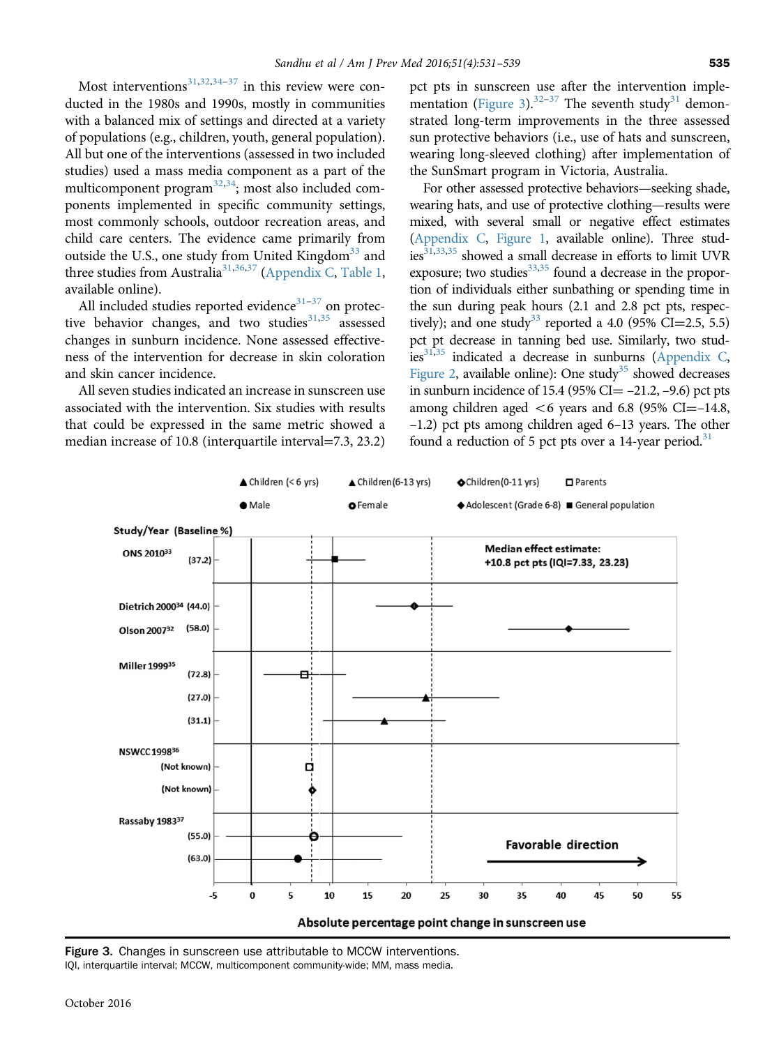Most interventions[31,32,34–37] in this review were conducted in the 1980s and 1990s, mostly in communities with a balanced mix of settings and directed at a variety of populations (e.g., children, youth, general population). All but one of the interventions (assessed in two included studies) used a mass media component as a part of the multicomponent program[32,34]; most also included components implemented in specific community settings, most commonly schools, outdoor recreation areas, and child care centers. The evidence came primarily from outside the U.S., one study from United Kingdom[33] and three studies from Australia[31,36,37] (Appendix C, Table 1, available online).

All included studies reported evidence[31–37] on protective behavior changes, and two studies[31,35] assessed changes in sunburn incidence. None assessed effectiveness of the intervention for decrease in skin coloration and skin cancer incidence.

All seven studies indicated an increase in sunscreen use associated with the intervention. Six studies with results that could be expressed in the same metric showed a median increase of 10.8 (interquartile interval=7.3, 23.2) pct pts in sunscreen use after the intervention implementation (Figure 3).[32–37] The seventh study[31] demonstrated long-term improvements in the three assessed sun protective behaviors (i.e., use of hats and sunscreen, wearing long-sleeved clothing) after implementation of the SunSmart program in Victoria, Australia.

For other assessed protective behaviors—seeking shade, wearing hats, and use of protective clothing—results were mixed, with several small or negative effect estimates (Appendix C, Figure 1, available online). Three studies[31,33,35] showed a small decrease in efforts to limit UVR exposure; two studies[33,35] found a decrease in the proportion of individuals either sunbathing or spending time in the sun during peak hours (2.1 and 2.8 pct pts, respectively); and one study[33] reported a 4.0 (95% CI=2.5, 5.5) pct pt decrease in tanning bed use. Similarly, two studies[31,35] indicated a decrease in sunburns (Appendix C, Figure 2, available online): One study[35] showed decreases in sunburn incidence of 15.4 (95% CI= −21.2, −9.6) pct pts among children aged <6 years and 6.8 (95% CI=−14.8, −1.2) pct pts among children aged 6–13 years. The other found a reduction of 5 pct pts over a 14-year period.[31]

Figure 3. Changes in sunscreen use attributable to MCCW interventions.
IQI, interquartile interval; MCCW, multicomponent community-wide; MM, mass media.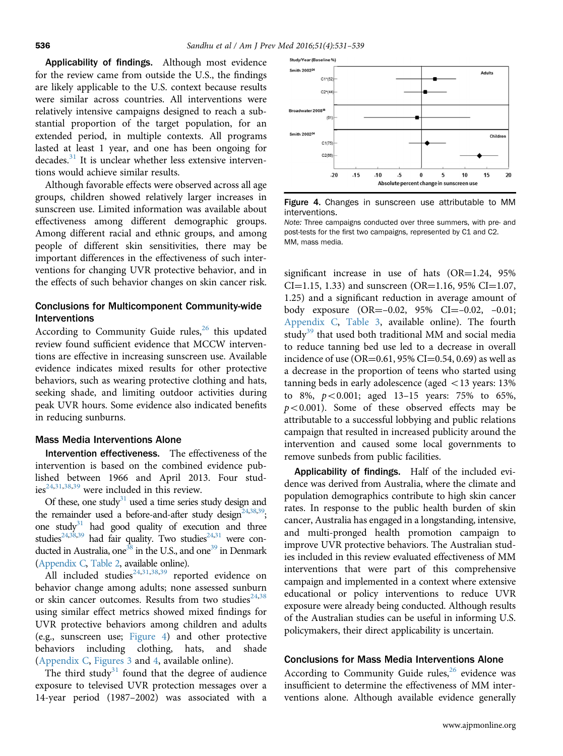**Applicability of findings.** Although most evidence for the review came from outside the U.S., the findings are likely applicable to the U.S. context because results were similar across countries. All interventions were relatively intensive campaigns designed to reach a substantial proportion of the target population, for an extended period, in multiple contexts. All programs lasted at least 1 year, and one has been ongoing for decades.[31] It is unclear whether less extensive interventions would achieve similar results.

Although favorable effects were observed across all age groups, children showed relatively larger increases in sunscreen use. Limited information was available about effectiveness among different demographic groups. Among different racial and ethnic groups, and among people of different skin sensitivities, there may be important differences in the effectiveness of such interventions for changing UVR protective behavior, and in the effects of such behavior changes on skin cancer risk.

### Conclusions for Multicomponent Community-wide Interventions

According to Community Guide rules,[26] this updated review found sufficient evidence that MCCW interventions are effective in increasing sunscreen use. Available evidence indicates mixed results for other protective behaviors, such as wearing protective clothing and hats, seeking shade, and limiting outdoor activities during peak UVR hours. Some evidence also indicated benefits in reducing sunburns.

### Mass Media Interventions Alone

**Intervention effectiveness.** The effectiveness of the intervention is based on the combined evidence published between 1966 and April 2013. Four studies[24,31,38,39] were included in this review.

Of these, one study[31] used a time series study design and the remainder used a before-and-after study design[24,38,39]; one study[31] had good quality of execution and three studies[24,38,39] had fair quality. Two studies[24,31] were conducted in Australia, one[38] in the U.S., and one[39] in Denmark (Appendix C, Table 2, available online).

All included studies[24,31,38,39] reported evidence on behavior change among adults; none assessed sunburn or skin cancer outcomes. Results from two studies[24,38] using similar effect metrics showed mixed findings for UVR protective behaviors among children and adults (e.g., sunscreen use; Figure 4) and other protective behaviors including clothing, hats, and shade (Appendix C, Figures 3 and 4, available online).

The third study[31] found that the degree of audience exposure to televised UVR protection messages over a 14-year period (1987–2002) was associated with a

Study/Year (Baseline %)

| Study/Year (Baseline %) | Group |
|---|---|
| Smith 2002[24] C1*(52) | Adults |
| Smith 2002[24] C2*(44) | Adults |
| Broadwater 2008[38] (61) | |
| Smith 2002[24] C1(75) | Children |
| Smith 2002[24] C2(66) | Children |

Absolute percent change in sunscreen use (axis −20 to 20)

**Figure 4.** Changes in sunscreen use attributable to MM interventions.

*Note:* Three campaigns conducted over three summers, with pre- and post-tests for the first two campaigns, represented by C1 and C2. MM, mass media.

significant increase in use of hats (OR=1.24, 95% CI=1.15, 1.33) and sunscreen (OR=1.16, 95% CI=1.07, 1.25) and a significant reduction in average amount of body exposure (OR=−0.02, 95% CI=−0.02, −0.01; Appendix C, Table 3, available online). The fourth study[39] that used both traditional MM and social media to reduce tanning bed use led to a decrease in overall incidence of use (OR=0.61, 95% CI=0.54, 0.69) as well as a decrease in the proportion of teens who started using tanning beds in early adolescence (aged <13 years: 13% to 8%, $p<0.001$; aged 13–15 years: 75% to 65%, $p<0.001$). Some of these observed effects may be attributable to a successful lobbying and public relations campaign that resulted in increased publicity around the intervention and caused some local governments to remove sunbeds from public facilities.

**Applicability of findings.** Half of the included evidence was derived from Australia, where the climate and population demographics contribute to high skin cancer rates. In response to the public health burden of skin cancer, Australia has engaged in a longstanding, intensive, and multi-pronged health promotion campaign to improve UVR protective behaviors. The Australian studies included in this review evaluated effectiveness of MM interventions that were part of this comprehensive campaign and implemented in a context where extensive educational or policy interventions to reduce UVR exposure were already being conducted. Although results of the Australian studies can be useful in informing U.S. policymakers, their direct applicability is uncertain.

### Conclusions for Mass Media Interventions Alone

According to Community Guide rules,[26] evidence was insufficient to determine the effectiveness of MM interventions alone. Although available evidence generally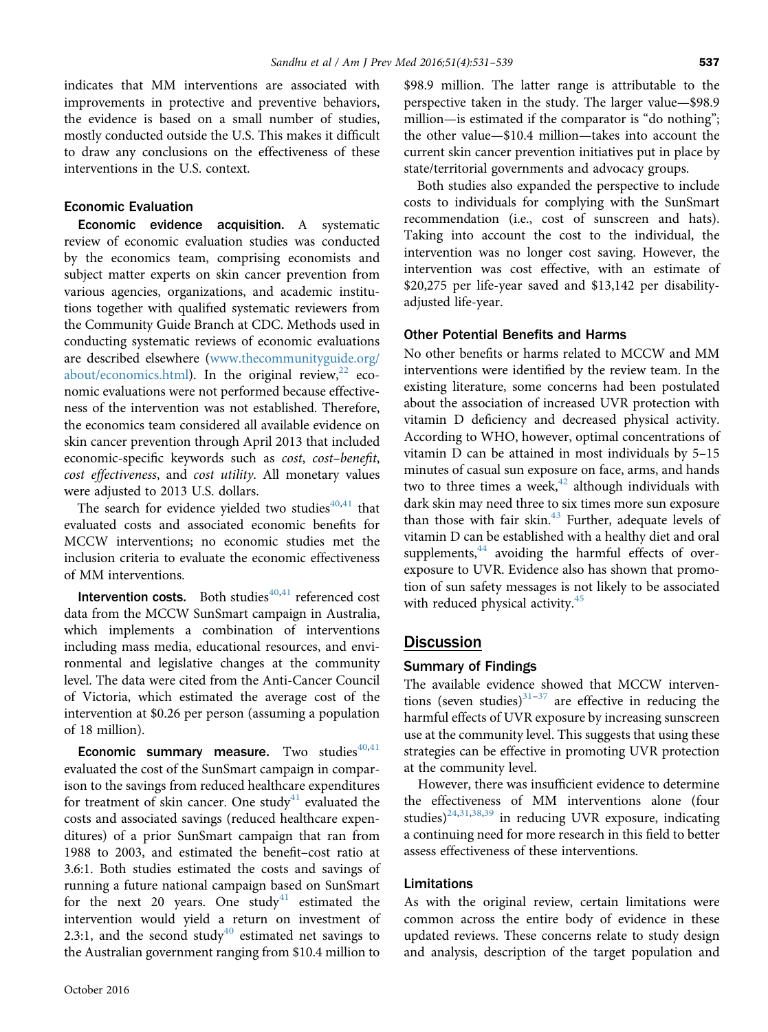indicates that MM interventions are associated with improvements in protective and preventive behaviors, the evidence is based on a small number of studies, mostly conducted outside the U.S. This makes it difficult to draw any conclusions on the effectiveness of these interventions in the U.S. context.

### Economic Evaluation

**Economic evidence acquisition.** A systematic review of economic evaluation studies was conducted by the economics team, comprising economists and subject matter experts on skin cancer prevention from various agencies, organizations, and academic institutions together with qualified systematic reviewers from the Community Guide Branch at CDC. Methods used in conducting systematic reviews of economic evaluations are described elsewhere (www.thecommunityguide.org/about/economics.html). In the original review,[22] economic evaluations were not performed because effectiveness of the intervention was not established. Therefore, the economics team considered all available evidence on skin cancer prevention through April 2013 that included economic-specific keywords such as *cost*, *cost–benefit*, *cost effectiveness*, and *cost utility*. All monetary values were adjusted to 2013 U.S. dollars.

The search for evidence yielded two studies[40,41] that evaluated costs and associated economic benefits for MCCW interventions; no economic studies met the inclusion criteria to evaluate the economic effectiveness of MM interventions.

**Intervention costs.** Both studies[40,41] referenced cost data from the MCCW SunSmart campaign in Australia, which implements a combination of interventions including mass media, educational resources, and environmental and legislative changes at the community level. The data were cited from the Anti-Cancer Council of Victoria, which estimated the average cost of the intervention at $0.26 per person (assuming a population of 18 million).

**Economic summary measure.** Two studies[40,41] evaluated the cost of the SunSmart campaign in comparison to the savings from reduced healthcare expenditures for treatment of skin cancer. One study[41] evaluated the costs and associated savings (reduced healthcare expenditures) of a prior SunSmart campaign that ran from 1988 to 2003, and estimated the benefit–cost ratio at 3.6:1. Both studies estimated the costs and savings of running a future national campaign based on SunSmart for the next 20 years. One study[41] estimated the intervention would yield a return on investment of 2.3:1, and the second study[40] estimated net savings to the Australian government ranging from $10.4 million to $98.9 million. The latter range is attributable to the perspective taken in the study. The larger value—$98.9 million—is estimated if the comparator is "do nothing"; the other value—$10.4 million—takes into account the current skin cancer prevention initiatives put in place by state/territorial governments and advocacy groups.

Both studies also expanded the perspective to include costs to individuals for complying with the SunSmart recommendation (i.e., cost of sunscreen and hats). Taking into account the cost to the individual, the intervention was no longer cost saving. However, the intervention was cost effective, with an estimate of $20,275 per life-year saved and $13,142 per disability-adjusted life-year.

### Other Potential Benefits and Harms

No other benefits or harms related to MCCW and MM interventions were identified by the review team. In the existing literature, some concerns had been postulated about the association of increased UVR protection with vitamin D deficiency and decreased physical activity. According to WHO, however, optimal concentrations of vitamin D can be attained in most individuals by 5–15 minutes of casual sun exposure on face, arms, and hands two to three times a week,[42] although individuals with dark skin may need three to six times more sun exposure than those with fair skin.[43] Further, adequate levels of vitamin D can be established with a healthy diet and oral supplements,[44] avoiding the harmful effects of overexposure to UVR. Evidence also has shown that promotion of sun safety messages is not likely to be associated with reduced physical activity.[45]

## Discussion

### Summary of Findings

The available evidence showed that MCCW interventions (seven studies)[31–37] are effective in reducing the harmful effects of UVR exposure by increasing sunscreen use at the community level. This suggests that using these strategies can be effective in promoting UVR protection at the community level.

However, there was insufficient evidence to determine the effectiveness of MM interventions alone (four studies)[24,31,38,39] in reducing UVR exposure, indicating a continuing need for more research in this field to better assess effectiveness of these interventions.

### Limitations

As with the original review, certain limitations were common across the entire body of evidence in these updated reviews. These concerns relate to study design and analysis, description of the target population and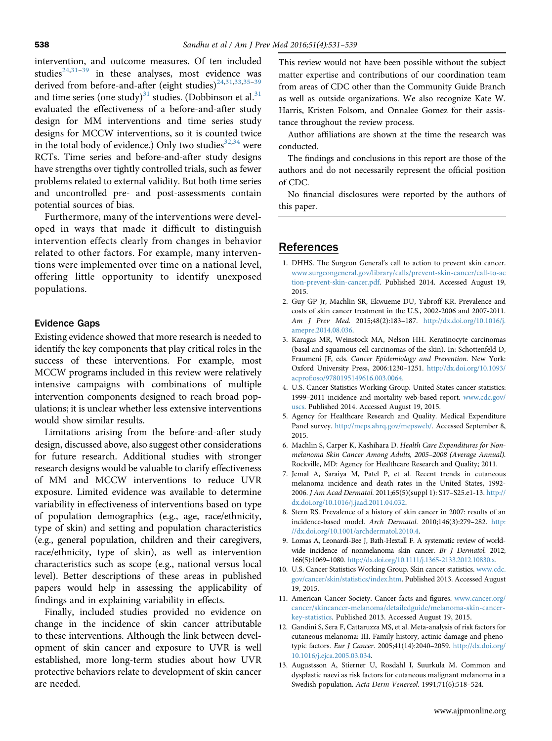intervention, and outcome measures. Of ten included studies[24,31–39] in these analyses, most evidence was derived from before-and-after (eight studies)[24,31,33,35–39] and time series (one study)[31] studies. (Dobbinson et al.[31] evaluated the effectiveness of a before-and-after study design for MM interventions and time series study designs for MCCW interventions, so it is counted twice in the total body of evidence.) Only two studies[32,34] were RCTs. Time series and before-and-after study designs have strengths over tightly controlled trials, such as fewer problems related to external validity. But both time series and uncontrolled pre- and post-assessments contain potential sources of bias.

Furthermore, many of the interventions were developed in ways that made it difficult to distinguish intervention effects clearly from changes in behavior related to other factors. For example, many interventions were implemented over time on a national level, offering little opportunity to identify unexposed populations.

### Evidence Gaps

Existing evidence showed that more research is needed to identify the key components that play critical roles in the success of these interventions. For example, most MCCW programs included in this review were relatively intensive campaigns with combinations of multiple intervention components designed to reach broad populations; it is unclear whether less extensive interventions would show similar results.

Limitations arising from the before-and-after study design, discussed above, also suggest other considerations for future research. Additional studies with stronger research designs would be valuable to clarify effectiveness of MM and MCCW interventions to reduce UVR exposure. Limited evidence was available to determine variability in effectiveness of interventions based on type of population demographics (e.g., age, race/ethnicity, type of skin) and setting and population characteristics (e.g., general population, children and their caregivers, race/ethnicity, type of skin), as well as intervention characteristics such as scope (e.g., national versus local level). Better descriptions of these areas in published papers would help in assessing the applicability of findings and in explaining variability in effects.

Finally, included studies provided no evidence on change in the incidence of skin cancer attributable to these interventions. Although the link between development of skin cancer and exposure to UVR is well established, more long-term studies about how UVR protective behaviors relate to development of skin cancer are needed.

This review would not have been possible without the subject matter expertise and contributions of our coordination team from areas of CDC other than the Community Guide Branch as well as outside organizations. We also recognize Kate W. Harris, Kristen Folsom, and Onnalee Gomez for their assistance throughout the review process.

Author affiliations are shown at the time the research was conducted.

The findings and conclusions in this report are those of the authors and do not necessarily represent the official position of CDC.

No financial disclosures were reported by the authors of this paper.

## References

1. DHHS. The Surgeon General's call to action to prevent skin cancer. www.surgeongeneral.gov/library/calls/prevent-skin-cancer/call-to-action-prevent-skin-cancer.pdf. Published 2014. Accessed August 19, 2015.
2. Guy GP Jr, Machlin SR, Ekwueme DU, Yabroff KR. Prevalence and costs of skin cancer treatment in the U.S., 2002-2006 and 2007-2011. *Am J Prev Med*. 2015;48(2):183–187. http://dx.doi.org/10.1016/j.amepre.2014.08.036.
3. Karagas MR, Weinstock MA, Nelson HH. Keratinocyte carcinomas (basal and squamous cell carcinomas of the skin). In: Schottenfeld D, Fraumeni JF, eds. *Cancer Epidemiology and Prevention*. New York: Oxford University Press, 2006:1230–1251. http://dx.doi.org/10.1093/acprof:oso/9780195149616.003.0064.
4. U.S. Cancer Statistics Working Group. United States cancer statistics: 1999–2011 incidence and mortality web-based report. www.cdc.gov/uscs. Published 2014. Accessed August 19, 2015.
5. Agency for Healthcare Research and Quality. Medical Expenditure Panel survey. http://meps.ahrq.gov/mepsweb/. Accessed September 8, 2015.
6. Machlin S, Carper K, Kashihara D. *Health Care Expenditures for Nonmelanoma Skin Cancer Among Adults, 2005–2008 (Average Annual)*. Rockville, MD: Agency for Healthcare Research and Quality; 2011.
7. Jemal A, Saraiya M, Patel P, et al. Recent trends in cutaneous melanoma incidence and death rates in the United States, 1992-2006. *J Am Acad Dermatol*. 2011;65(5)(suppl 1): S17–S25.e1-13. http://dx.doi.org/10.1016/j.jaad.2011.04.032.
8. Stern RS. Prevalence of a history of skin cancer in 2007: results of an incidence-based model. *Arch Dermatol*. 2010;146(3):279–282. http://dx.doi.org/10.1001/archdermatol.2010.4.
9. Lomas A, Leonardi-Bee J, Bath-Hextall F. A systematic review of worldwide incidence of nonmelanoma skin cancer. *Br J Dermatol*. 2012; 166(5):1069–1080. http://dx.doi.org/10.1111/j.1365-2133.2012.10830.x.
10. U.S. Cancer Statistics Working Group. Skin cancer statistics. www.cdc.gov/cancer/skin/statistics/index.htm. Published 2013. Accessed August 19, 2015.
11. American Cancer Society. Cancer facts and figures. www.cancer.org/cancer/skincancer-melanoma/detailedguide/melanoma-skin-cancer-key-statistics. Published 2013. Accessed August 19, 2015.
12. Gandini S, Sera F, Cattaruzza MS, et al. Meta-analysis of risk factors for cutaneous melanoma: III. Family history, actinic damage and phenotypic factors. *Eur J Cancer*. 2005;41(14):2040–2059. http://dx.doi.org/10.1016/j.ejca.2005.03.034.
13. Augustsson A, Stierner U, Rosdahl I, Suurkula M. Common and dysplastic naevi as risk factors for cutaneous malignant melanoma in a Swedish population. *Acta Derm Venereol*. 1991;71(6):518–524.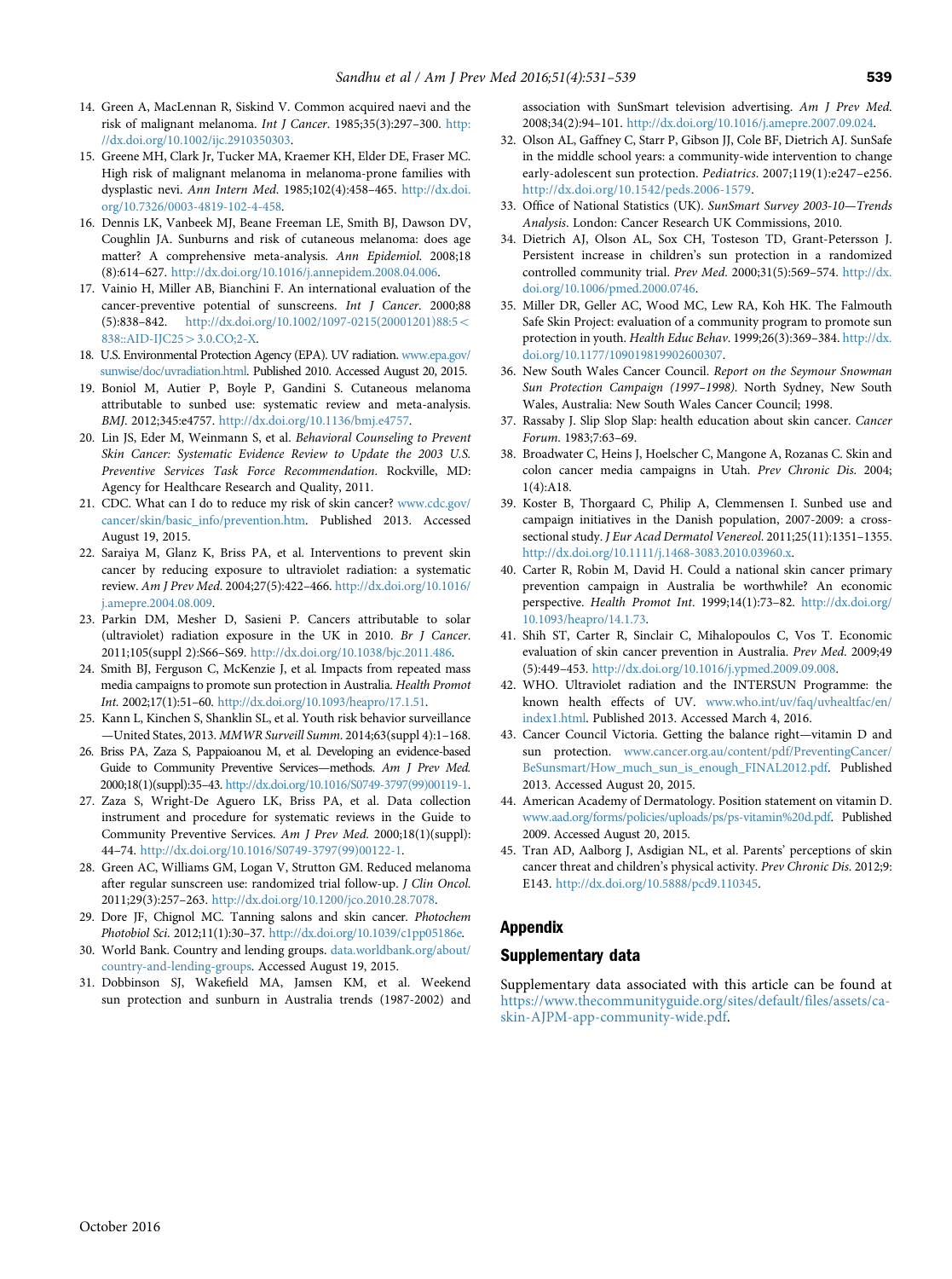14. Green A, MacLennan R, Siskind V. Common acquired naevi and the risk of malignant melanoma. *Int J Cancer*. 1985;35(3):297–300. http://dx.doi.org/10.1002/ijc.2910350303.
15. Greene MH, Clark Jr, Tucker MA, Kraemer KH, Elder DE, Fraser MC. High risk of malignant melanoma in melanoma-prone families with dysplastic nevi. *Ann Intern Med*. 1985;102(4):458–465. http://dx.doi.org/10.7326/0003-4819-102-4-458.
16. Dennis LK, Vanbeek MJ, Beane Freeman LE, Smith BJ, Dawson DV, Coughlin JA. Sunburns and risk of cutaneous melanoma: does age matter? A comprehensive meta-analysis. *Ann Epidemiol*. 2008;18(8):614–627. http://dx.doi.org/10.1016/j.annepidem.2008.04.006.
17. Vainio H, Miller AB, Bianchini F. An international evaluation of the cancer-preventive potential of sunscreens. *Int J Cancer*. 2000;88(5):838–842. http://dx.doi.org/10.1002/1097-0215(20001201)88:5<838::AID-IJC25>3.0.CO;2-X.
18. U.S. Environmental Protection Agency (EPA). UV radiation. www.epa.gov/sunwise/doc/uvradiation.html. Published 2010. Accessed August 20, 2015.
19. Boniol M, Autier P, Boyle P, Gandini S. Cutaneous melanoma attributable to sunbed use: systematic review and meta-analysis. *BMJ*. 2012;345:e4757. http://dx.doi.org/10.1136/bmj.e4757.
20. Lin JS, Eder M, Weinmann S, et al. *Behavioral Counseling to Prevent Skin Cancer: Systematic Evidence Review to Update the 2003 U.S. Preventive Services Task Force Recommendation*. Rockville, MD: Agency for Healthcare Research and Quality, 2011.
21. CDC. What can I do to reduce my risk of skin cancer? www.cdc.gov/cancer/skin/basic_info/prevention.htm. Published 2013. Accessed August 19, 2015.
22. Saraiya M, Glanz K, Briss PA, et al. Interventions to prevent skin cancer by reducing exposure to ultraviolet radiation: a systematic review. *Am J Prev Med*. 2004;27(5):422–466. http://dx.doi.org/10.1016/j.amepre.2004.08.009.
23. Parkin DM, Mesher D, Sasieni P. Cancers attributable to solar (ultraviolet) radiation exposure in the UK in 2010. *Br J Cancer*. 2011;105(suppl 2):S66–S69. http://dx.doi.org/10.1038/bjc.2011.486.
24. Smith BJ, Ferguson C, McKenzie J, et al. Impacts from repeated mass media campaigns to promote sun protection in Australia. *Health Promot Int*. 2002;17(1):51–60. http://dx.doi.org/10.1093/heapro/17.1.51.
25. Kann L, Kinchen S, Shanklin SL, et al. Youth risk behavior surveillance—United States, 2013. *MMWR Surveill Summ*. 2014;63(suppl 4):1–168.
26. Briss PA, Zaza S, Pappaioanou M, et al. Developing an evidence-based Guide to Community Preventive Services—methods. *Am J Prev Med*. 2000;18(1)(suppl):35–43. http://dx.doi.org/10.1016/S0749-3797(99)00119-1.
27. Zaza S, Wright-De Aguero LK, Briss PA, et al. Data collection instrument and procedure for systematic reviews in the Guide to Community Preventive Services. *Am J Prev Med*. 2000;18(1)(suppl):44–74. http://dx.doi.org/10.1016/S0749-3797(99)00122-1.
28. Green AC, Williams GM, Logan V, Strutton GM. Reduced melanoma after regular sunscreen use: randomized trial follow-up. *J Clin Oncol*. 2011;29(3):257–263. http://dx.doi.org/10.1200/jco.2010.28.7078.
29. Dore JF, Chignol MC. Tanning salons and skin cancer. *Photochem Photobiol Sci*. 2012;11(1):30–37. http://dx.doi.org/10.1039/c1pp05186e.
30. World Bank. Country and lending groups. data.worldbank.org/about/country-and-lending-groups. Accessed August 19, 2015.
31. Dobbinson SJ, Wakefield MA, Jamsen KM, et al. Weekend sun protection and sunburn in Australia trends (1987-2002) and association with SunSmart television advertising. *Am J Prev Med*. 2008;34(2):94–101. http://dx.doi.org/10.1016/j.amepre.2007.09.024.
32. Olson AL, Gaffney C, Starr P, Gibson JJ, Cole BF, Dietrich AJ. SunSafe in the middle school years: a community-wide intervention to change early-adolescent sun protection. *Pediatrics*. 2007;119(1):e247–e256. http://dx.doi.org/10.1542/peds.2006-1579.
33. Office of National Statistics (UK). *SunSmart Survey 2003-10—Trends Analysis*. London: Cancer Research UK Commissions, 2010.
34. Dietrich AJ, Olson AL, Sox CH, Tosteson TD, Grant-Petersson J. Persistent increase in children's sun protection in a randomized controlled community trial. *Prev Med*. 2000;31(5):569–574. http://dx.doi.org/10.1006/pmed.2000.0746.
35. Miller DR, Geller AC, Wood MC, Lew RA, Koh HK. The Falmouth Safe Skin Project: evaluation of a community program to promote sun protection in youth. *Health Educ Behav*. 1999;26(3):369–384. http://dx.doi.org/10.1177/109019819902600307.
36. New South Wales Cancer Council. *Report on the Seymour Snowman Sun Protection Campaign (1997–1998)*. North Sydney, New South Wales, Australia: New South Wales Cancer Council; 1998.
37. Rassaby J. Slip Slop Slap: health education about skin cancer. *Cancer Forum*. 1983;7:63–69.
38. Broadwater C, Heins J, Hoelscher C, Mangone A, Rozanas C. Skin and colon cancer media campaigns in Utah. *Prev Chronic Dis*. 2004;1(4):A18.
39. Koster B, Thorgaard C, Philip A, Clemmensen I. Sunbed use and campaign initiatives in the Danish population, 2007-2009: a cross-sectional study. *J Eur Acad Dermatol Venereol*. 2011;25(11):1351–1355. http://dx.doi.org/10.1111/j.1468-3083.2010.03960.x.
40. Carter R, Robin M, David H. Could a national skin cancer primary prevention campaign in Australia be worthwhile? An economic perspective. *Health Promot Int*. 1999;14(1):73–82. http://dx.doi.org/10.1093/heapro/14.1.73.
41. Shih ST, Carter R, Sinclair C, Mihalopoulos C, Vos T. Economic evaluation of skin cancer prevention in Australia. *Prev Med*. 2009;49(5):449–453. http://dx.doi.org/10.1016/j.ypmed.2009.09.008.
42. WHO. Ultraviolet radiation and the INTERSUN Programme: the known health effects of UV. www.who.int/uv/faq/uvhealtfac/en/index1.html. Published 2013. Accessed March 4, 2016.
43. Cancer Council Victoria. Getting the balance right—vitamin D and sun protection. www.cancer.org.au/content/pdf/PreventingCancer/BeSunsmart/How_much_sun_is_enough_FINAL2012.pdf. Published 2013. Accessed August 20, 2015.
44. American Academy of Dermatology. Position statement on vitamin D. www.aad.org/forms/policies/uploads/ps/ps-vitamin%20d.pdf. Published 2009. Accessed August 20, 2015.
45. Tran AD, Aalborg J, Asdigian NL, et al. Parents' perceptions of skin cancer threat and children's physical activity. *Prev Chronic Dis*. 2012;9:E143. http://dx.doi.org/10.5888/pcd9.110345.

## Appendix

## Supplementary data

Supplementary data associated with this article can be found at https://www.thecommunityguide.org/sites/default/files/assets/ca-skin-AJPM-app-community-wide.pdf.